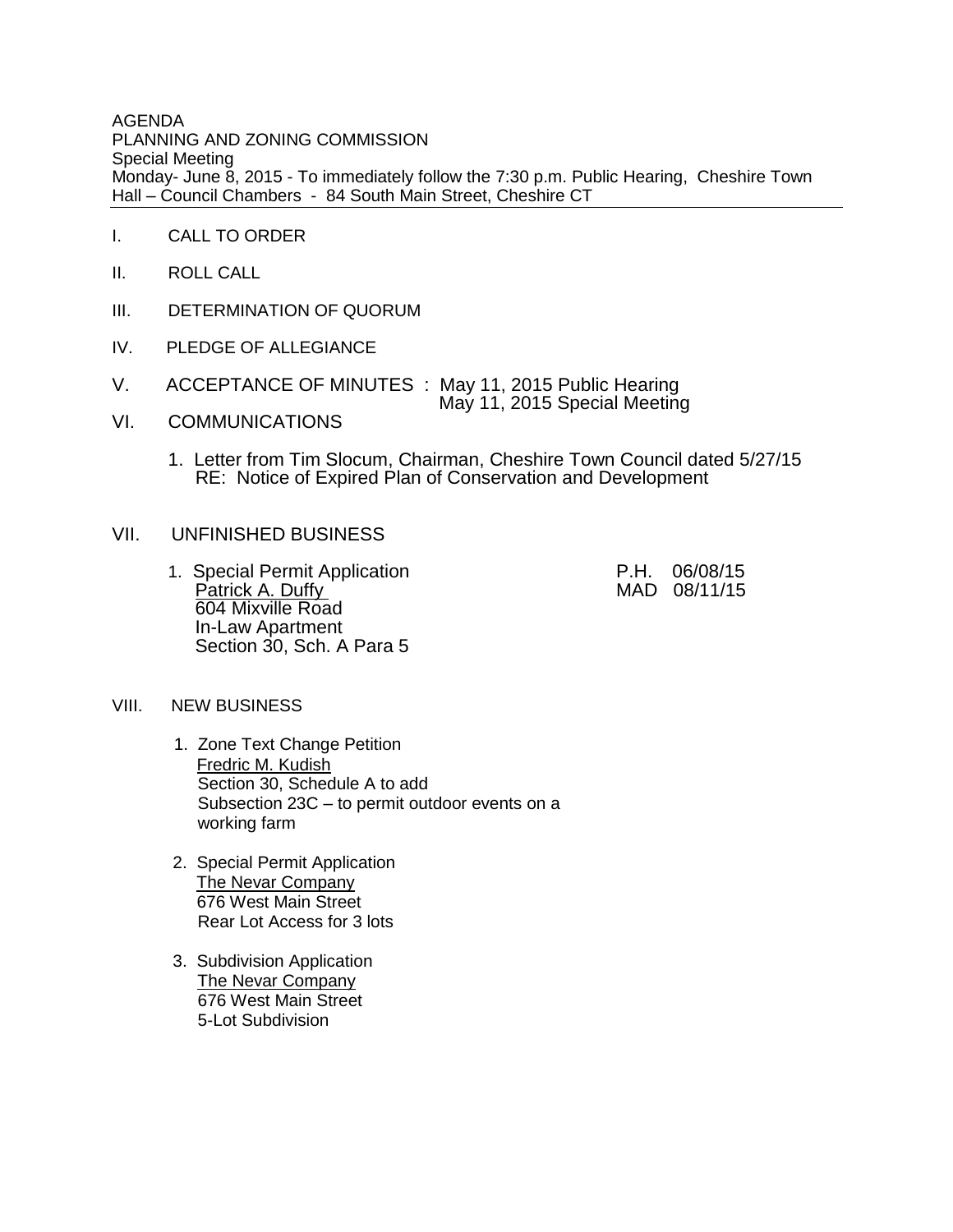AGENDA
PLANNING AND ZONING COMMISSION
Special Meeting
Monday- June 8, 2015 - To immediately follow the 7:30 p.m. Public Hearing, Cheshire Town Hall – Council Chambers - 84 South Main Street, Cheshire CT

---

I. CALL TO ORDER

II. ROLL CALL

III. DETERMINATION OF QUORUM

IV. PLEDGE OF ALLEGIANCE

V. ACCEPTANCE OF MINUTES : May 11, 2015 Public Hearing
May 11, 2015 Special Meeting

VI. COMMUNICATIONS

1. Letter from Tim Slocum, Chairman, Cheshire Town Council dated 5/27/15
RE: Notice of Expired Plan of Conservation and Development

VII. UNFINISHED BUSINESS

1. Special Permit Application — P.H. 06/08/15, MAD 08/11/15
<u>Patrick A. Duffy</u>
604 Mixville Road
In-Law Apartment
Section 30, Sch. A Para 5

VIII. NEW BUSINESS

1. Zone Text Change Petition
<u>Fredric M. Kudish</u>
Section 30, Schedule A to add
Subsection 23C – to permit outdoor events on a working farm

2. Special Permit Application
<u>The Nevar Company</u>
676 West Main Street
Rear Lot Access for 3 lots

3. Subdivision Application
<u>The Nevar Company</u>
676 West Main Street
5-Lot Subdivision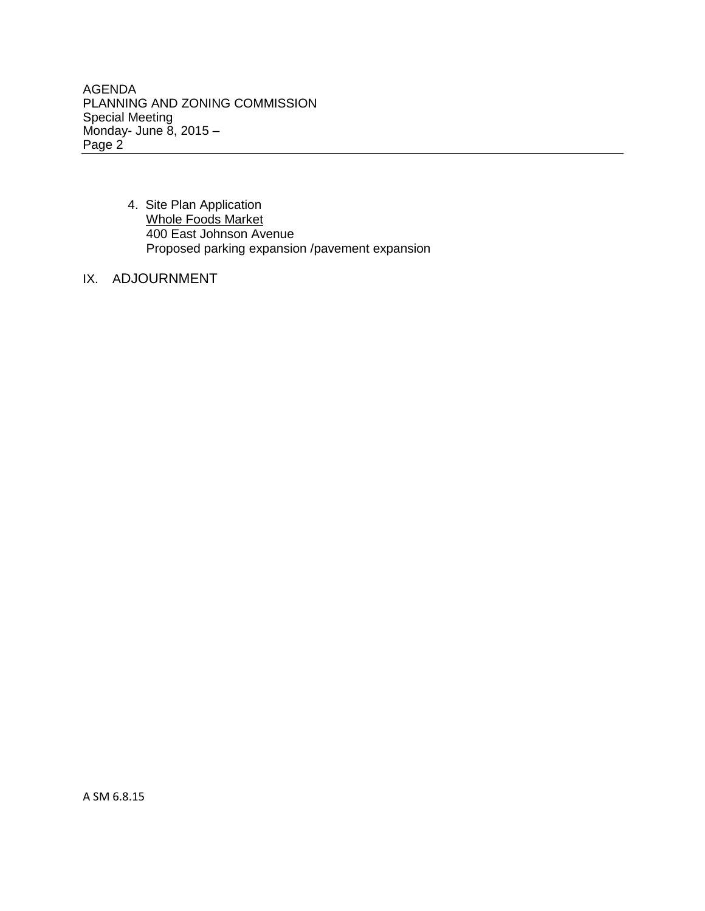4. Site Plan Application
   Whole Foods Market
   400 East Johnson Avenue
   Proposed parking expansion /pavement expansion

IX. ADJOURNMENT